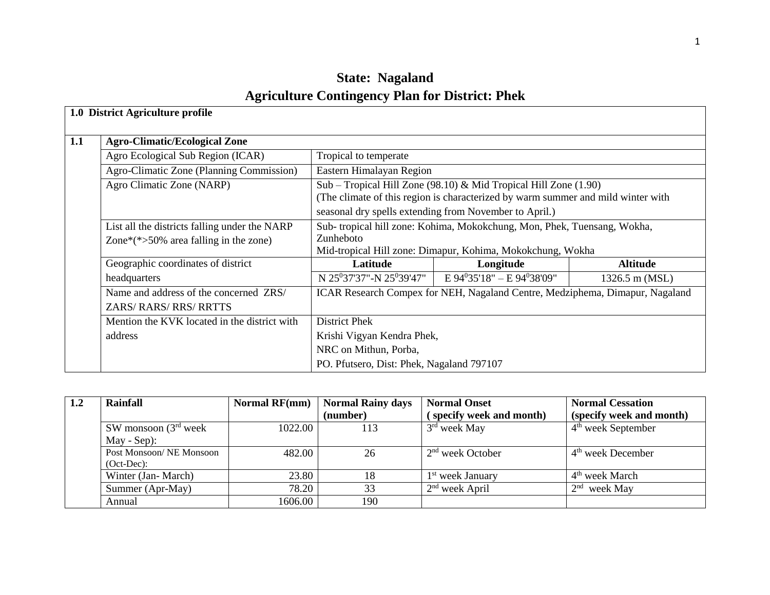# State: Nagaland

## Agriculture Contingency Plan for District: Phek

| **1.0 District Agriculture profile** | | | | |
|---|---|---|---|---|
| **1.1** | **Agro-Climatic/Ecological Zone** | | | |
| | Agro Ecological Sub Region (ICAR) | Tropical to temperate | | |
| | Agro-Climatic Zone (Planning Commission) | Eastern Himalayan Region | | |
| | Agro Climatic Zone (NARP) | Sub – Tropical Hill Zone (98.10) & Mid Tropical Hill Zone (1.90) (The climate of this region is characterized by warm summer and mild winter with seasonal dry spells extending from November to April.) | | |
| | List all the districts falling under the NARP Zone*(*>50% area falling in the zone) | Sub- tropical hill zone: Kohima, Mokokchung, Mon, Phek, Tuensang, Wokha, Zunheboto<br>Mid-tropical Hill zone: Dimapur, Kohima, Mokokchung, Wokha | | |
| | Geographic coordinates of district headquarters | **Latitude** | **Longitude** | **Altitude** |
| | | N 25$^0$37'37"-N 25$^0$39'47" | E 94$^0$35'18" – E 94$^0$38'09" | 1326.5 m (MSL) |
| | Name and address of the concerned ZRS/ ZARS/ RARS/ RRS/ RRTTS | ICAR Research Compex for NEH, Nagaland Centre, Medziphema, Dimapur, Nagaland | | |
| | Mention the KVK located in the district with address | District Phek<br>Krishi Vigyan Kendra Phek,<br>NRC on Mithun, Porba,<br>PO. Pfutsero, Dist: Phek, Nagaland 797107 | | |

| **1.2** | **Rainfall** | **Normal RF(mm)** | **Normal Rainy days (number)** | **Normal Onset ( specify week and month)** | **Normal Cessation (specify week and month)** |
|---|---|---|---|---|---|
| | SW monsoon (3rd week May - Sep): | 1022.00 | 113 | 3rd week May | 4th week September |
| | Post Monsoon/ NE Monsoon (Oct-Dec): | 482.00 | 26 | 2nd week October | 4th week December |
| | Winter (Jan- March) | 23.80 | 18 | 1st week January | 4th week March |
| | Summer (Apr-May) | 78.20 | 33 | 2nd week April | 2nd week May |
| | Annual | 1606.00 | 190 | | |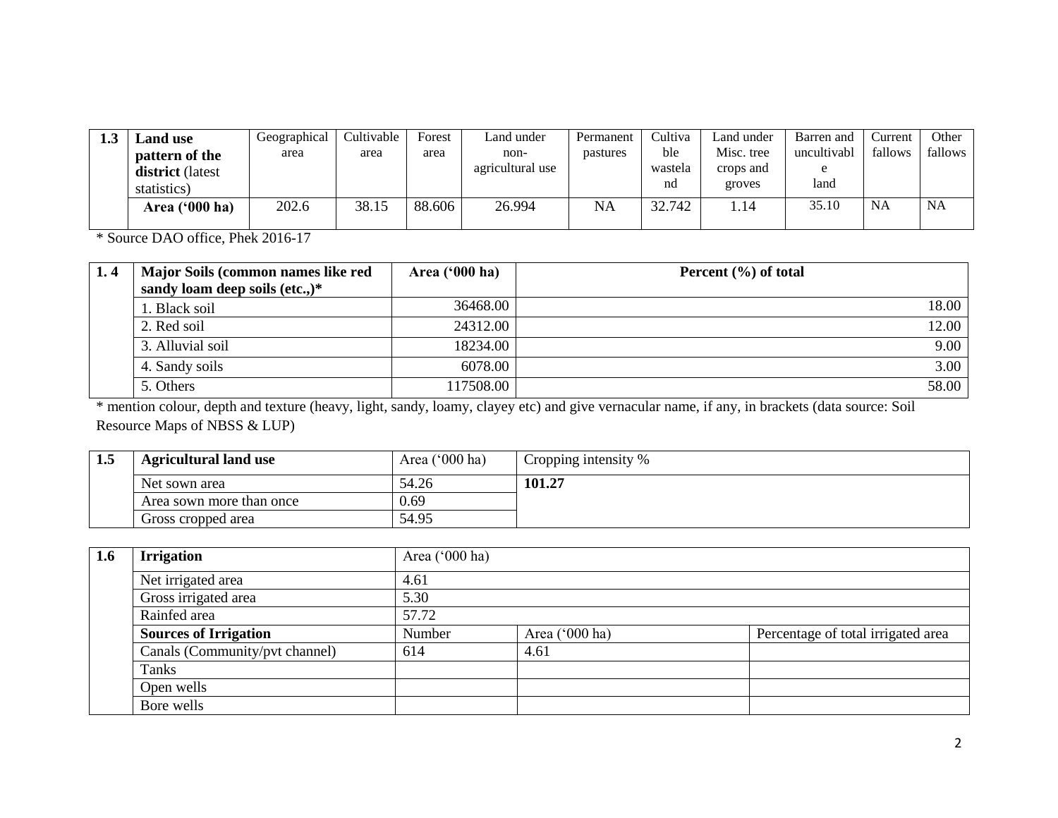| 1.3 | Land use pattern of the district (latest statistics) | Geographical area | Cultivable area | Forest area | Land under non-agricultural use | Permanent pastures | Cultivable wasteland | Land under Misc. tree crops and groves | Barren and uncultivable land | Current fallows | Other fallows |
|---|---|---|---|---|---|---|---|---|---|---|---|
| | **Area ('000 ha)** | 202.6 | 38.15 | 88.606 | 26.994 | NA | 32.742 | 1.14 | 35.10 | NA | NA |

* Source DAO office, Phek 2016-17

| 1. 4 | Major Soils (common names like red sandy loam deep soils (etc.,)* | Area ('000 ha) | Percent (%) of total |
|---|---|---|---|
| | 1. Black soil | 36468.00 | 18.00 |
| | 2. Red soil | 24312.00 | 12.00 |
| | 3. Alluvial soil | 18234.00 | 9.00 |
| | 4. Sandy soils | 6078.00 | 3.00 |
| | 5. Others | 117508.00 | 58.00 |

* mention colour, depth and texture (heavy, light, sandy, loamy, clayey etc) and give vernacular name, if any, in brackets (data source: Soil Resource Maps of NBSS & LUP)

| 1.5 | Agricultural land use | Area ('000 ha) | Cropping intensity % |
|---|---|---|---|
| | Net sown area | 54.26 | **101.27** |
| | Area sown more than once | 0.69 | |
| | Gross cropped area | 54.95 | |

| 1.6 | Irrigation | Area ('000 ha) | | |
|---|---|---|---|---|
| | Net irrigated area | 4.61 | | |
| | Gross irrigated area | 5.30 | | |
| | Rainfed area | 57.72 | | |
| | **Sources of Irrigation** | Number | Area ('000 ha) | Percentage of total irrigated area |
| | Canals (Community/pvt channel) | 614 | 4.61 | |
| | Tanks | | | |
| | Open wells | | | |
| | Bore wells | | | |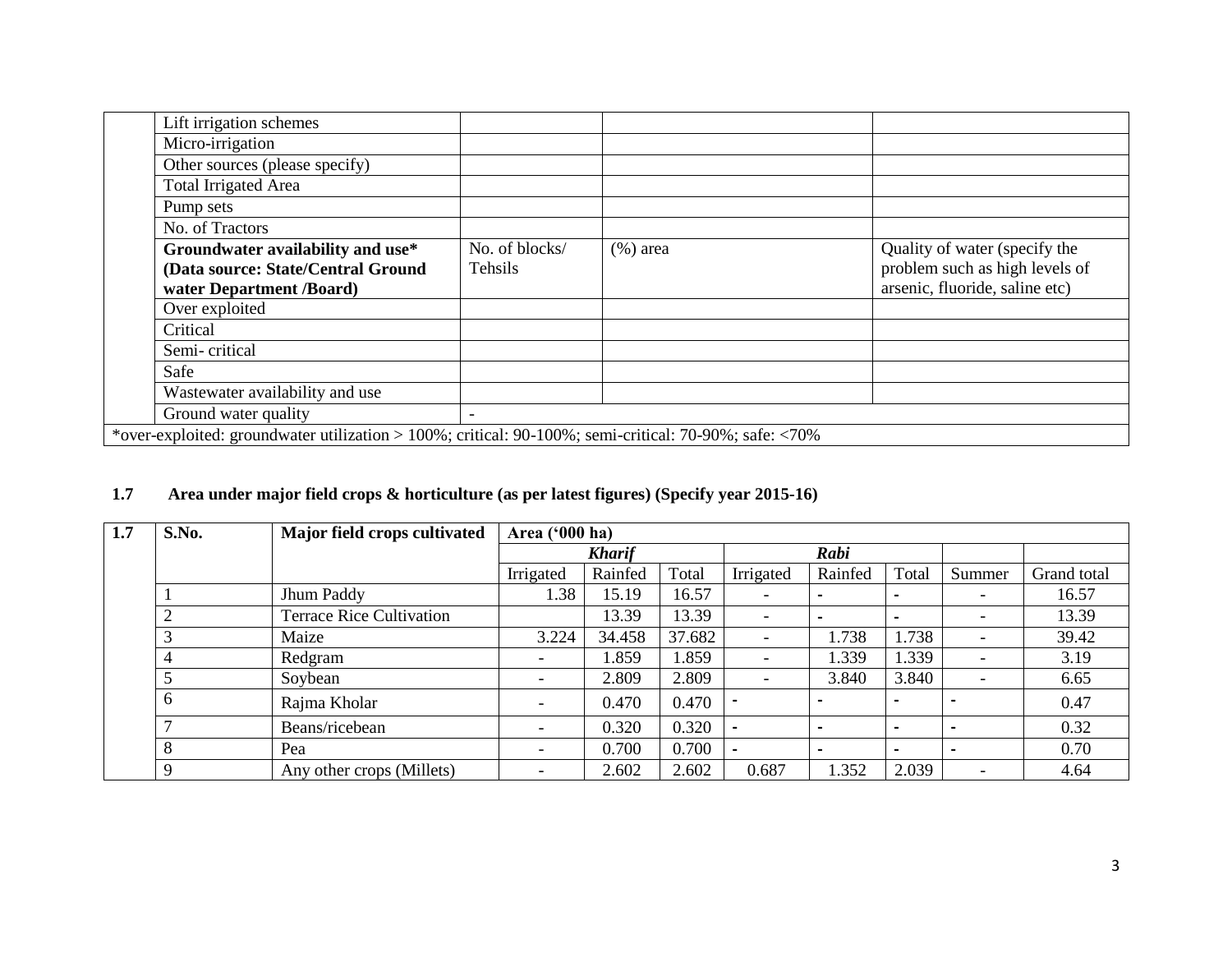| | | | | |
|---|---|---|---|---|
| | Lift irrigation schemes | | | |
| | Micro-irrigation | | | |
| | Other sources (please specify) | | | |
| | Total Irrigated Area | | | |
| | Pump sets | | | |
| | No. of Tractors | | | |
| | **Groundwater availability and use* (Data source: State/Central Ground water Department /Board)** | No. of blocks/ Tehsils | (%) area | Quality of water (specify the problem such as high levels of arsenic, fluoride, saline etc) |
| | Over exploited | | | |
| | Critical | | | |
| | Semi- critical | | | |
| | Safe | | | |
| | Wastewater availability and use | | | |
| | Ground water quality | - | | |

*over-exploited: groundwater utilization > 100%; critical: 90-100%; semi-critical: 70-90%; safe: <70%

**1.7 Area under major field crops & horticulture (as per latest figures) (Specify year 2015-16)**

| 1.7 | S.No. | Major field crops cultivated | Area ('000 ha) | | | | | | | |
|---|---|---|---|---|---|---|---|---|---|---|
| | | | ***Kharif*** | | | ***Rabi*** | | | | |
| | | | Irrigated | Rainfed | Total | Irrigated | Rainfed | Total | Summer | Grand total |
| | 1 | Jhum Paddy | 1.38 | 15.19 | 16.57 | - | - | - | - | 16.57 |
| | 2 | Terrace Rice Cultivation | | 13.39 | 13.39 | - | - | - | - | 13.39 |
| | 3 | Maize | 3.224 | 34.458 | 37.682 | - | 1.738 | 1.738 | - | 39.42 |
| | 4 | Redgram | - | 1.859 | 1.859 | - | 1.339 | 1.339 | - | 3.19 |
| | 5 | Soybean | - | 2.809 | 2.809 | - | 3.840 | 3.840 | - | 6.65 |
| | 6 | Rajma Kholar | - | 0.470 | 0.470 | - | - | - | - | 0.47 |
| | 7 | Beans/ricebean | - | 0.320 | 0.320 | - | - | - | - | 0.32 |
| | 8 | Pea | - | 0.700 | 0.700 | - | - | - | - | 0.70 |
| | 9 | Any other crops (Millets) | - | 2.602 | 2.602 | 0.687 | 1.352 | 2.039 | - | 4.64 |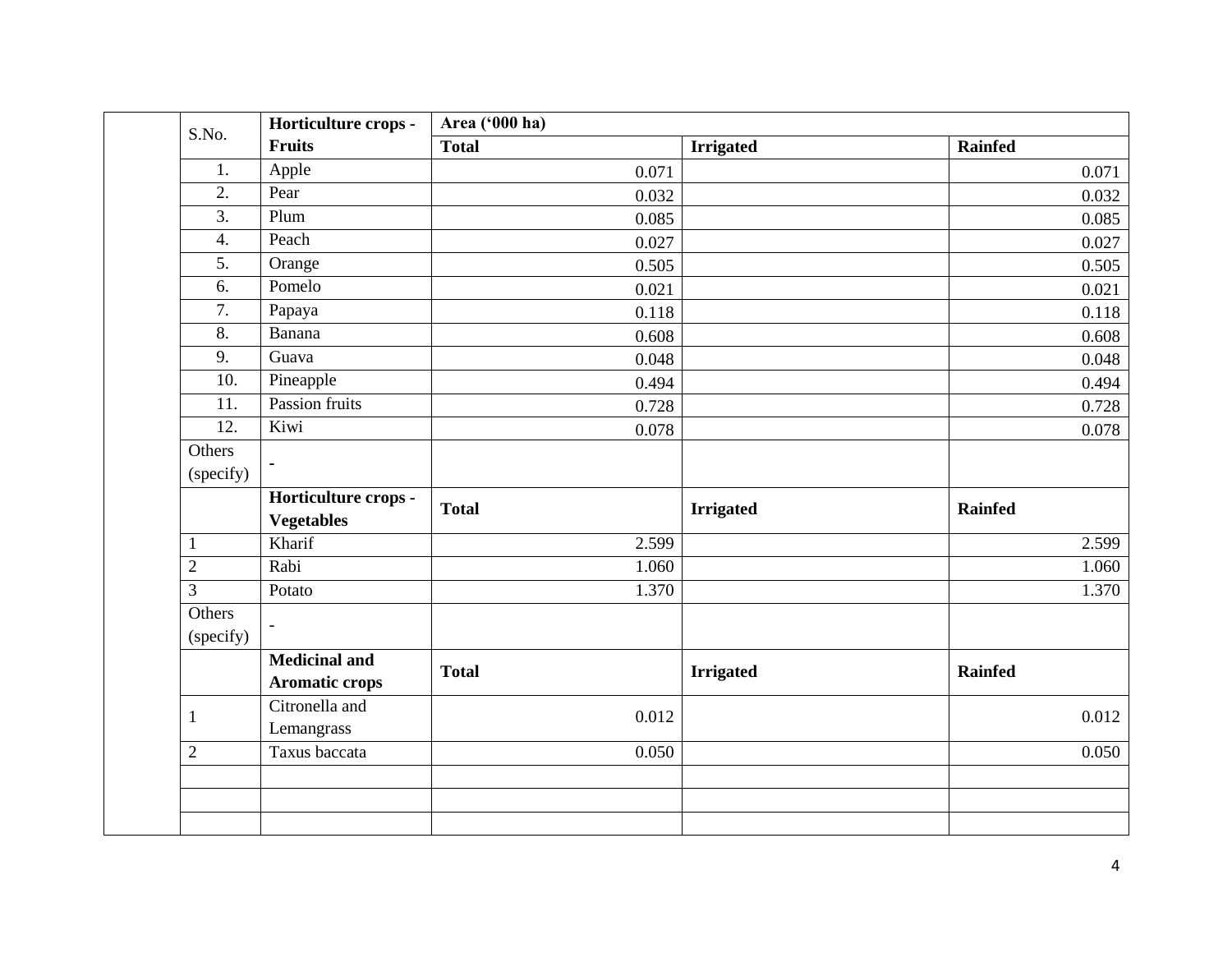| | S.No. | Horticulture crops - Fruits | Area ('000 ha) | | |
|---|---|---|---|---|---|
| | | | **Total** | **Irrigated** | **Rainfed** |
| | 1. | Apple | 0.071 | | 0.071 |
| | 2. | Pear | 0.032 | | 0.032 |
| | 3. | Plum | 0.085 | | 0.085 |
| | 4. | Peach | 0.027 | | 0.027 |
| | 5. | Orange | 0.505 | | 0.505 |
| | 6. | Pomelo | 0.021 | | 0.021 |
| | 7. | Papaya | 0.118 | | 0.118 |
| | 8. | Banana | 0.608 | | 0.608 |
| | 9. | Guava | 0.048 | | 0.048 |
| | 10. | Pineapple | 0.494 | | 0.494 |
| | 11. | Passion fruits | 0.728 | | 0.728 |
| | 12. | Kiwi | 0.078 | | 0.078 |
| | Others (specify) | - | | | |
| | | **Horticulture crops - Vegetables** | **Total** | **Irrigated** | **Rainfed** |
| | 1 | Kharif | 2.599 | | 2.599 |
| | 2 | Rabi | 1.060 | | 1.060 |
| | 3 | Potato | 1.370 | | 1.370 |
| | Others (specify) | - | | | |
| | | **Medicinal and Aromatic crops** | **Total** | **Irrigated** | **Rainfed** |
| | 1 | Citronella and Lemangrass | 0.012 | | 0.012 |
| | 2 | Taxus baccata | 0.050 | | 0.050 |
| | | | | | |
| | | | | | |
| | | | | | |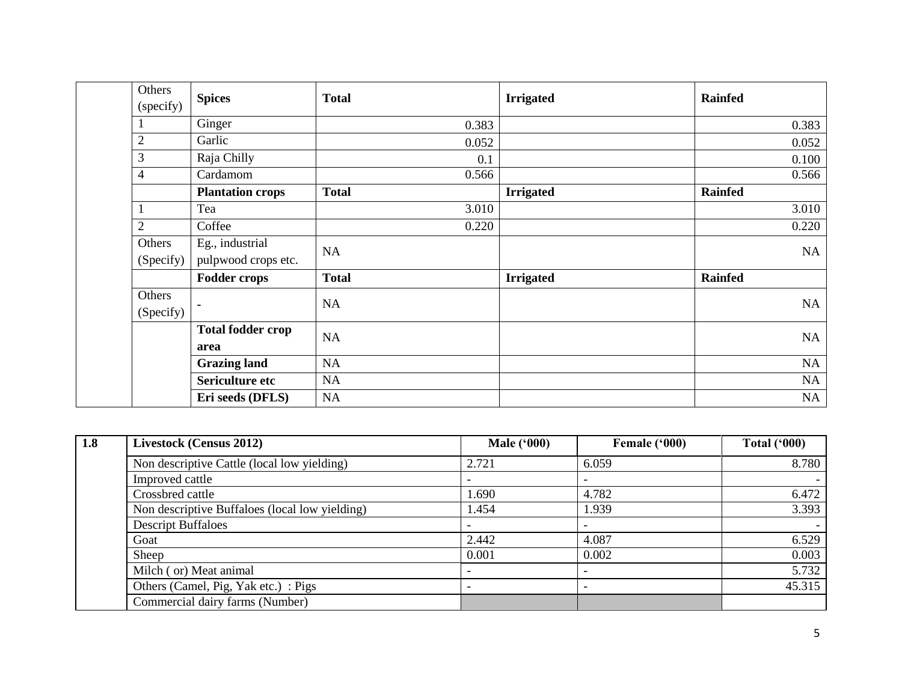| | Others (specify) | Spices | Total | Irrigated | Rainfed |
|---|---|---|---|---|---|
| | 1 | Ginger | 0.383 | | 0.383 |
| | 2 | Garlic | 0.052 | | 0.052 |
| | 3 | Raja Chilly | 0.1 | | 0.100 |
| | 4 | Cardamom | 0.566 | | 0.566 |
| | | **Plantation crops** | **Total** | **Irrigated** | **Rainfed** |
| | 1 | Tea | 3.010 | | 3.010 |
| | 2 | Coffee | 0.220 | | 0.220 |
| | Others (Specify) | Eg., industrial pulpwood crops etc. | NA | | NA |
| | | **Fodder crops** | **Total** | **Irrigated** | **Rainfed** |
| | Others (Specify) | - | NA | | NA |
| | | **Total fodder crop area** | NA | | NA |
| | | **Grazing land** | NA | | NA |
| | | **Sericulture etc** | NA | | NA |
| | | **Eri seeds (DFLS)** | NA | | NA |

| 1.8 | Livestock (Census 2012) | Male ('000) | Female ('000) | Total ('000) |
|---|---|---|---|---|
| | Non descriptive Cattle (local low yielding) | 2.721 | 6.059 | 8.780 |
| | Improved cattle | - | - | - |
| | Crossbred cattle | 1.690 | 4.782 | 6.472 |
| | Non descriptive Buffaloes (local low yielding) | 1.454 | 1.939 | 3.393 |
| | Descript Buffaloes | - | - | - |
| | Goat | 2.442 | 4.087 | 6.529 |
| | Sheep | 0.001 | 0.002 | 0.003 |
| | Milch ( or) Meat animal | - | - | 5.732 |
| | Others (Camel, Pig, Yak etc.) : Pigs | - | - | 45.315 |
| | Commercial dairy farms (Number) | | | |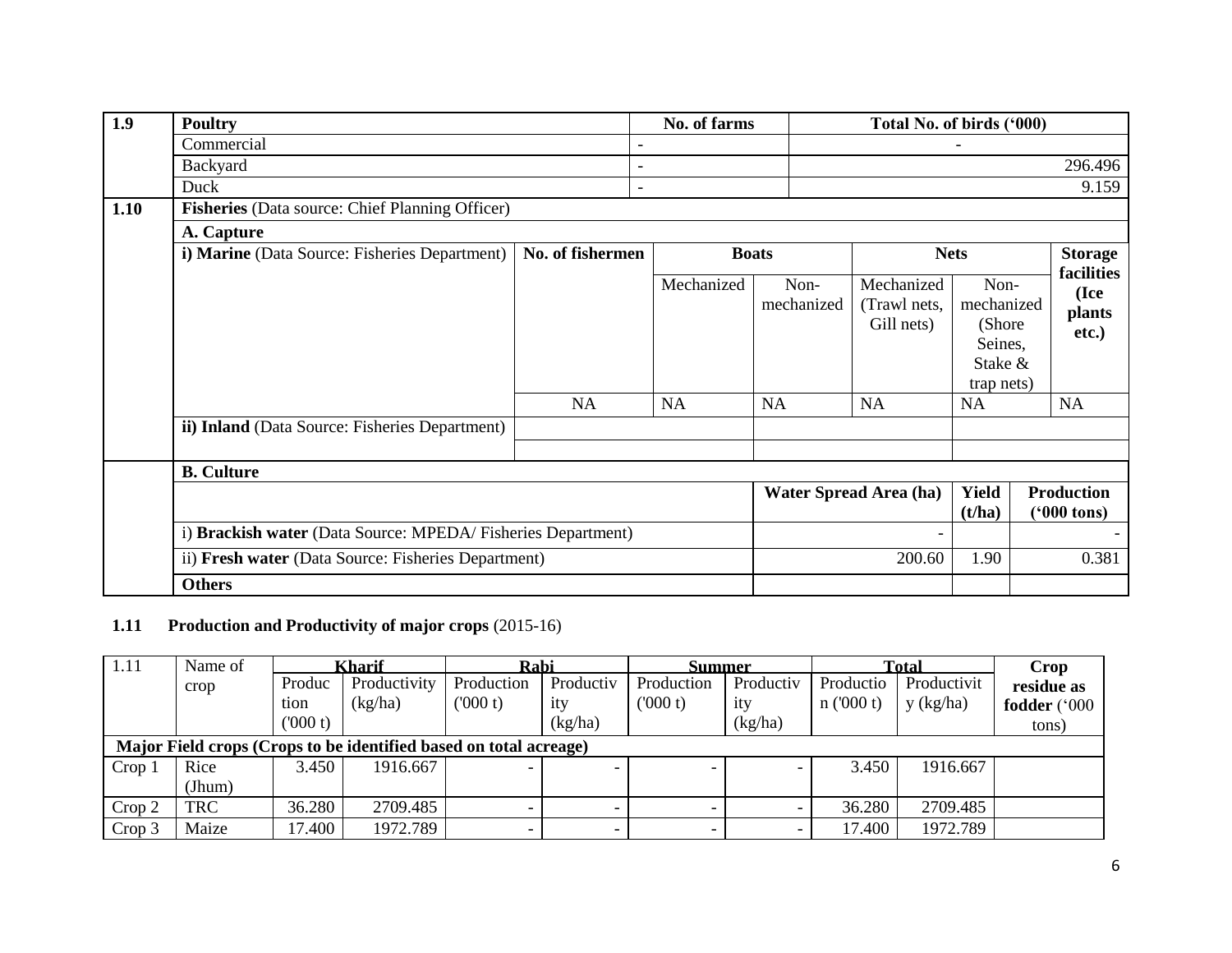| 1.9 | Poultry | | No. of farms | | | Total No. of birds ('000) | | |
|---|---|---|---|---|---|---|---|---|
| | Commercial | | - | | | - | | |
| | Backyard | | - | | | 296.496 | | |
| | Duck | | - | | | 9.159 | | |
| 1.10 | **Fisheries** (Data source: Chief Planning Officer) | | | | | | | |
| | **A. Capture** | | | | | | | |
| | **i) Marine** (Data Source: Fisheries Department) | **No. of fishermen** | **Boats** | | **Nets** | | **Storage facilities (Ice plants etc.)** | |
| | | | Mechanized | Non-mechanized | Mechanized (Trawl nets, Gill nets) | Non-mechanized (Shore Seines, Stake & trap nets) | | |
| | | NA | NA | NA | NA | NA | NA | |
| | **ii) Inland** (Data Source: Fisheries Department) | | | | | | | |
| | | | | | | | | |
| | **B. Culture** | | | | | | | |
| | | | | **Water Spread Area (ha)** | | **Yield (t/ha)** | **Production ('000 tons)** | |
| | i) **Brackish water** (Data Source: MPEDA/ Fisheries Department) | | | - | | | - | |
| | ii) **Fresh water** (Data Source: Fisheries Department) | | | 200.60 | | 1.90 | 0.381 | |
| | **Others** | | | | | | | |

**1.11 Production and Productivity of major crops** (2015-16)

| 1.11 | Name of crop | Kharif | | Rabi | | Summer | | Total | | Crop residue as fodder ('000 tons) |
|---|---|---|---|---|---|---|---|---|---|---|
| | | Production ('000 t) | Productivity (kg/ha) | Production ('000 t) | Productivity (kg/ha) | Production ('000 t) | Productivity (kg/ha) | Production ('000 t) | Productivity (kg/ha) | |
| **Major Field crops (Crops to be identified based on total acreage)** | | | | | | | | | | |
| Crop 1 | Rice (Jhum) | 3.450 | 1916.667 | - | - | - | - | 3.450 | 1916.667 | |
| Crop 2 | TRC | 36.280 | 2709.485 | - | - | - | - | 36.280 | 2709.485 | |
| Crop 3 | Maize | 17.400 | 1972.789 | - | - | - | - | 17.400 | 1972.789 | |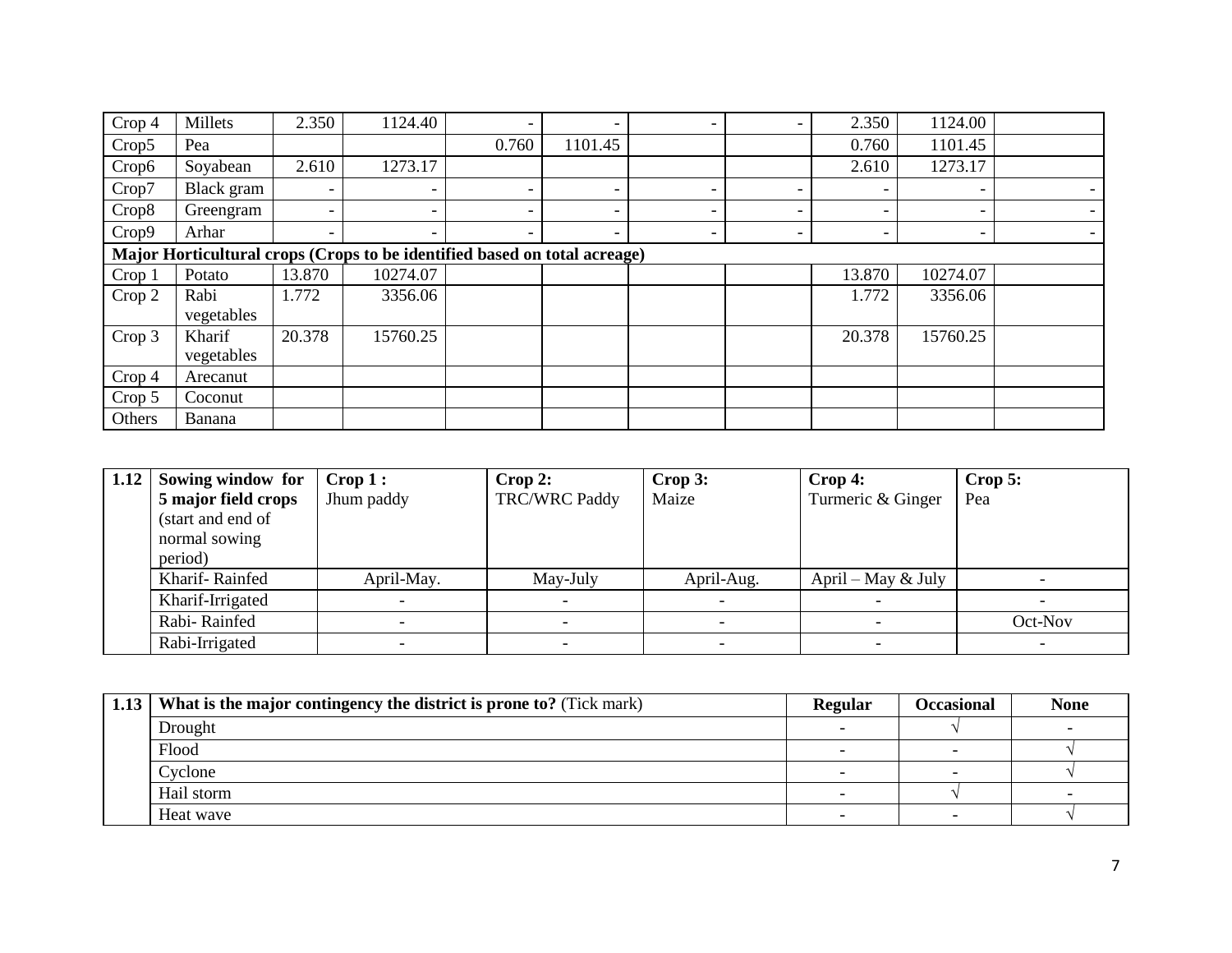| | | | | | | | | | | |
|---|---|---|---|---|---|---|---|---|---|---|
| Crop 4 | Millets | 2.350 | 1124.40 | - | - | - | - | 2.350 | 1124.00 | |
| Crop5 | Pea | | | 0.760 | 1101.45 | | | 0.760 | 1101.45 | |
| Crop6 | Soyabean | 2.610 | 1273.17 | | | | | 2.610 | 1273.17 | |
| Crop7 | Black gram | - | - | - | - | - | - | - | - | - |
| Crop8 | Greengram | - | - | - | - | - | - | - | - | - |
| Crop9 | Arhar | - | - | - | - | - | - | - | - | - |
| **Major Horticultural crops (Crops to be identified based on total acreage)** | | | | | | | | | | |
| Crop 1 | Potato | 13.870 | 10274.07 | | | | | 13.870 | 10274.07 | |
| Crop 2 | Rabi vegetables | 1.772 | 3356.06 | | | | | 1.772 | 3356.06 | |
| Crop 3 | Kharif vegetables | 20.378 | 15760.25 | | | | | 20.378 | 15760.25 | |
| Crop 4 | Arecanut | | | | | | | | | |
| Crop 5 | Coconut | | | | | | | | | |
| Others | Banana | | | | | | | | | |

| 1.12 | Sowing window for 5 major field crops (start and end of normal sowing period) | Crop 1 : Jhum paddy | Crop 2: TRC/WRC Paddy | Crop 3: Maize | Crop 4: Turmeric & Ginger | Crop 5: Pea |
|---|---|---|---|---|---|---|
| | Kharif- Rainfed | April-May. | May-July | April-Aug. | April – May & July | - |
| | Kharif-Irrigated | - | - | - | - | - |
| | Rabi- Rainfed | - | - | - | - | Oct-Nov |
| | Rabi-Irrigated | - | - | - | - | - |

| 1.13 | **What is the major contingency the district is prone to?** (Tick mark) | **Regular** | **Occasional** | **None** |
|---|---|---|---|---|
| | Drought | - | √ | - |
| | Flood | - | - | √ |
| | Cyclone | - | - | √ |
| | Hail storm | - | √ | - |
| | Heat wave | - | - | √ |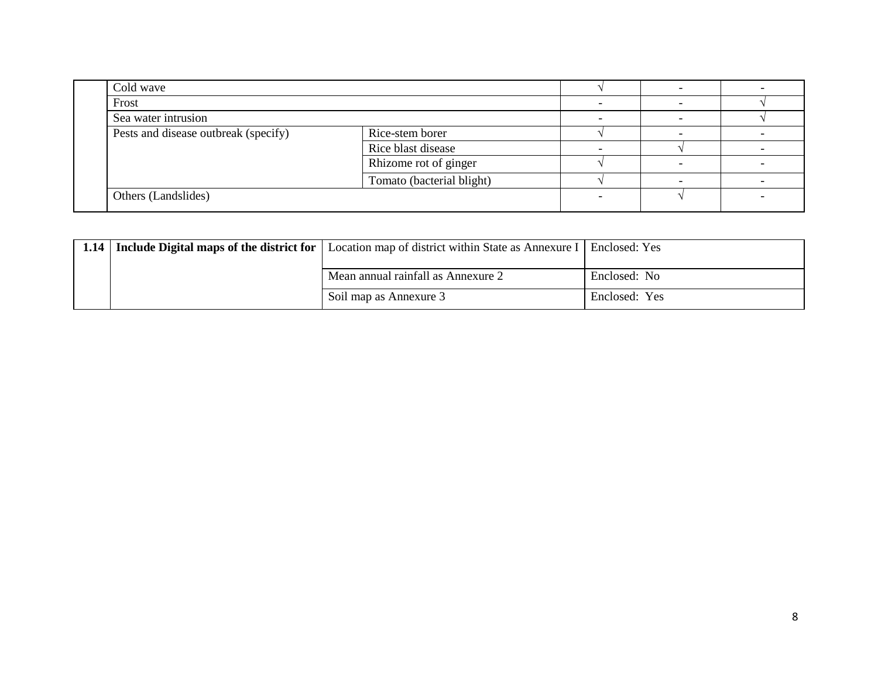| | | | | | |
|---|---|---|---|---|---|
| | Cold wave | | √ | - | - |
| | Frost | | - | - | √ |
| | Sea water intrusion | | - | - | √ |
| | Pests and disease outbreak (specify) | Rice-stem borer | √ | - | - |
| | | Rice blast disease | - | √ | - |
| | | Rhizome rot of ginger | √ | - | - |
| | | Tomato (bacterial blight) | √ | - | - |
| | Others (Landslides) | | - | √ | - |

| | | | |
|---|---|---|---|
| **1.14** | **Include Digital maps of the district for** | Location map of district within State as Annexure I | Enclosed: Yes |
| | | Mean annual rainfall as Annexure 2 | Enclosed: No |
| | | Soil map as Annexure 3 | Enclosed: Yes |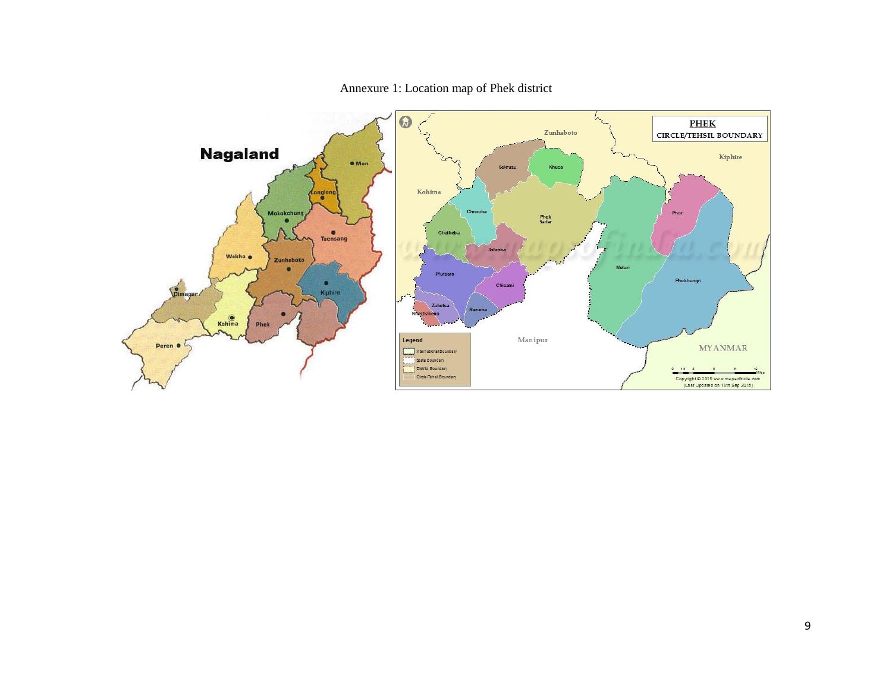Annexure 1: Location map of Phek district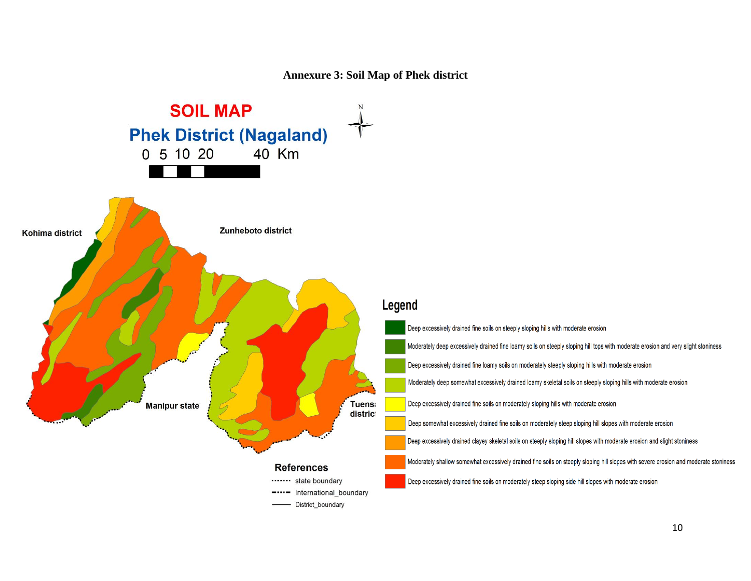**Annexure 3: Soil Map of Phek district**

SOIL MAP

Phek District (Nagaland)

0 5 10 20 40 Km

Kohima district

Zunheboto district

Manipur state

Tuensang district

**Legend**

- Deep excessively drained fine soils on steeply sloping hills with moderate erosion
- Moderately deep excessively drained fine loamy soils on steeply sloping hill tops with moderate erosion and very slight stoniness
- Deep excessively drained fine loamy soils on moderately steeply sloping hills with moderate erosion
- Moderately deep somewhat excessively drained loamy skeletal soils on steeply sloping hills with moderate erosion
- Deep excessively drained fine soils on moderately sloping hills with moderate erosion
- Deep somewhat excessively drained fine soils on moderately steep sloping hill slopes with moderate erosion
- Deep excessively drained clayey skeletal soils on steeply sloping hill slopes with moderate erosion and slight stoniness
- Moderately shallow somewhat excessively drained fine soils on steeply sloping hill slopes with severe erosion and moderate stoniness
- Deep excessively drained fine soils on moderately steep sloping side hill slopes with moderate erosion

**References**

- state boundary
- International_boundary
- District_boundary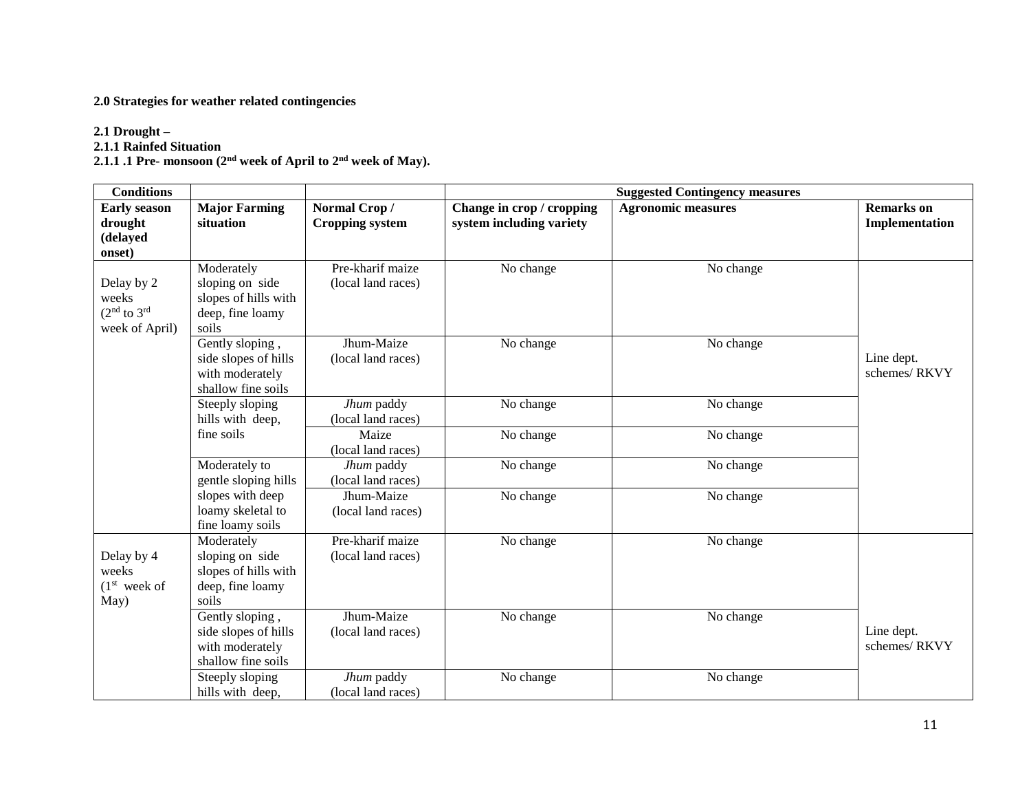**2.0 Strategies for weather related contingencies**

**2.1 Drought –**

**2.1.1 Rainfed Situation**

**2.1.1 .1 Pre- monsoon (2nd week of April to 2nd week of May).**

| Conditions | | | Suggested Contingency measures | | |
|---|---|---|---|---|---|
| **Early season drought (delayed onset)** | **Major Farming situation** | **Normal Crop / Cropping system** | **Change in crop / cropping system including variety** | **Agronomic measures** | **Remarks on Implementation** |
| Delay by 2 weeks (2nd to 3rd week of April) | Moderately sloping on side slopes of hills with deep, fine loamy soils | Pre-kharif maize (local land races) | No change | No change | Line dept. schemes/ RKVY |
| | Gently sloping , side slopes of hills with moderately shallow fine soils | Jhum-Maize (local land races) | No change | No change | |
| | Steeply sloping hills with deep, fine soils | *Jhum* paddy (local land races) | No change | No change | |
| | | Maize (local land races) | No change | No change | |
| | Moderately to gentle sloping hills slopes with deep loamy skeletal to fine loamy soils | *Jhum* paddy (local land races) | No change | No change | |
| | | Jhum-Maize (local land races) | No change | No change | |
| Delay by 4 weeks (1st week of May) | Moderately sloping on side slopes of hills with deep, fine loamy soils | Pre-kharif maize (local land races) | No change | No change | Line dept. schemes/ RKVY |
| | Gently sloping , side slopes of hills with moderately shallow fine soils | Jhum-Maize (local land races) | No change | No change | |
| | Steeply sloping hills with deep, | *Jhum* paddy (local land races) | No change | No change | |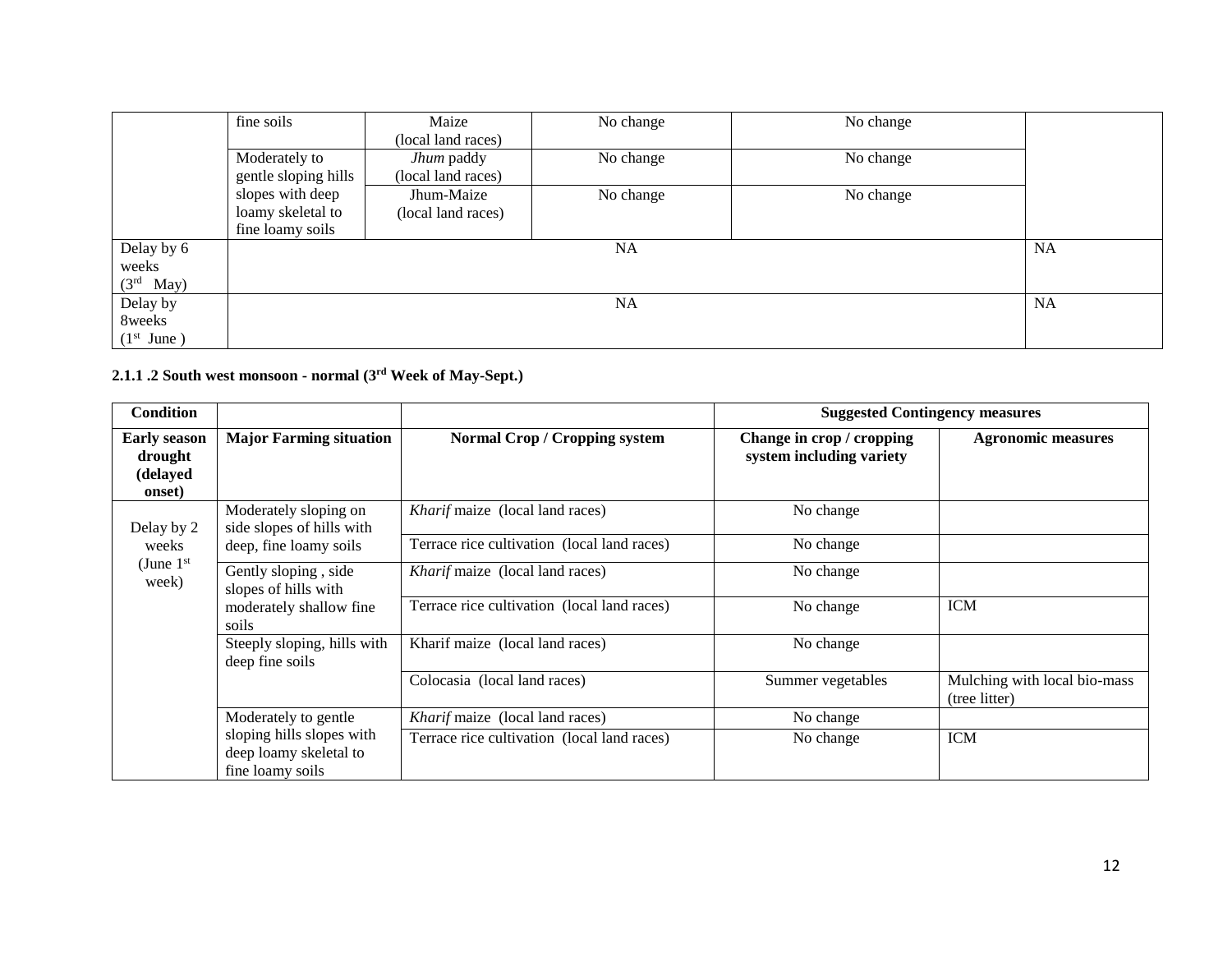| | | | | | |
|---|---|---|---|---|---|
| | fine soils | Maize (local land races) | No change | No change | |
| | Moderately to gentle sloping hills slopes with deep loamy skeletal to fine loamy soils | *Jhum* paddy (local land races) | No change | No change | |
| | | Jhum-Maize (local land races) | No change | No change | |
| Delay by 6 weeks (3rd May) | NA | | | | NA |
| Delay by 8weeks (1st June ) | NA | | | | NA |

**2.1.1 .2 South west monsoon - normal (3rd Week of May-Sept.)**

| Condition | | | Suggested Contingency measures | |
|---|---|---|---|---|
| **Early season drought (delayed onset)** | **Major Farming situation** | **Normal Crop / Cropping system** | **Change in crop / cropping system including variety** | **Agronomic measures** |
| Delay by 2 weeks (June 1st week) | Moderately sloping on side slopes of hills with deep, fine loamy soils | *Kharif* maize (local land races) | No change | |
| | | Terrace rice cultivation (local land races) | No change | |
| | Gently sloping , side slopes of hills with moderately shallow fine soils | *Kharif* maize (local land races) | No change | |
| | | Terrace rice cultivation (local land races) | No change | ICM |
| | Steeply sloping, hills with deep fine soils | Kharif maize (local land races) | No change | |
| | | Colocasia (local land races) | Summer vegetables | Mulching with local bio-mass (tree litter) |
| | Moderately to gentle sloping hills slopes with deep loamy skeletal to fine loamy soils | *Kharif* maize (local land races) | No change | |
| | | Terrace rice cultivation (local land races) | No change | ICM |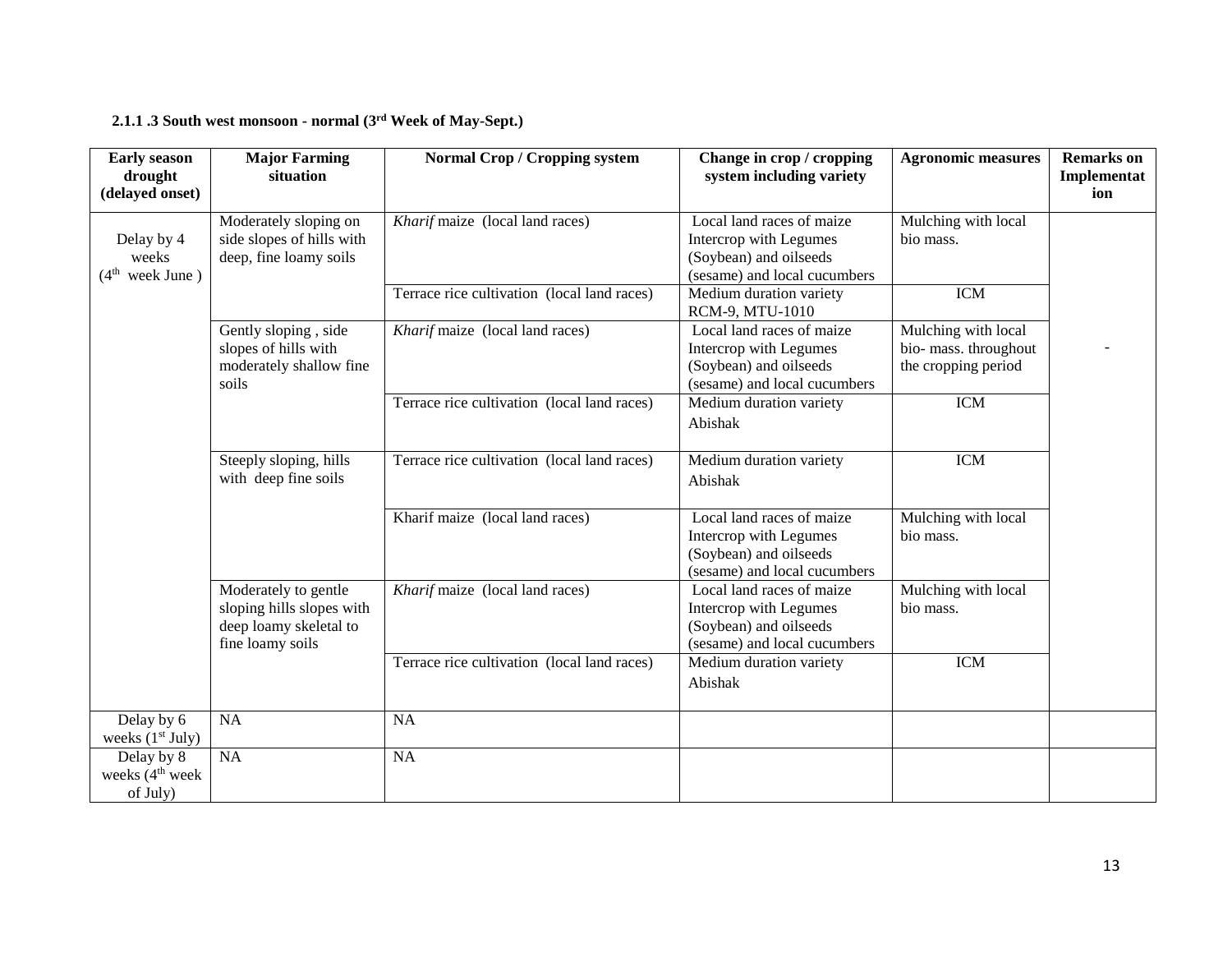### 2.1.1 .3 South west monsoon - normal (3rd Week of May-Sept.)

| Early season drought (delayed onset) | Major Farming situation | Normal Crop / Cropping system | Change in crop / cropping system including variety | Agronomic measures | Remarks on Implementation |
|---|---|---|---|---|---|
| Delay by 4 weeks (4th week June ) | Moderately sloping on side slopes of hills with deep, fine loamy soils | *Kharif* maize (local land races) | Local land races of maize Intercrop with Legumes (Soybean) and oilseeds (sesame) and local cucumbers | Mulching with local bio mass. | - |
| | | Terrace rice cultivation (local land races) | Medium duration variety RCM-9, MTU-1010 | ICM | |
| | Gently sloping , side slopes of hills with moderately shallow fine soils | *Kharif* maize (local land races) | Local land races of maize Intercrop with Legumes (Soybean) and oilseeds (sesame) and local cucumbers | Mulching with local bio- mass. throughout the cropping period | |
| | | Terrace rice cultivation (local land races) | Medium duration variety Abishak | ICM | |
| | Steeply sloping, hills with deep fine soils | Terrace rice cultivation (local land races) | Medium duration variety Abishak | ICM | |
| | | Kharif maize (local land races) | Local land races of maize Intercrop with Legumes (Soybean) and oilseeds (sesame) and local cucumbers | Mulching with local bio mass. | |
| | Moderately to gentle sloping hills slopes with deep loamy skeletal to fine loamy soils | *Kharif* maize (local land races) | Local land races of maize Intercrop with Legumes (Soybean) and oilseeds (sesame) and local cucumbers | Mulching with local bio mass. | |
| | | Terrace rice cultivation (local land races) | Medium duration variety Abishak | ICM | |
| Delay by 6 weeks (1st July) | NA | NA | | | |
| Delay by 8 weeks (4th week of July) | NA | NA | | | |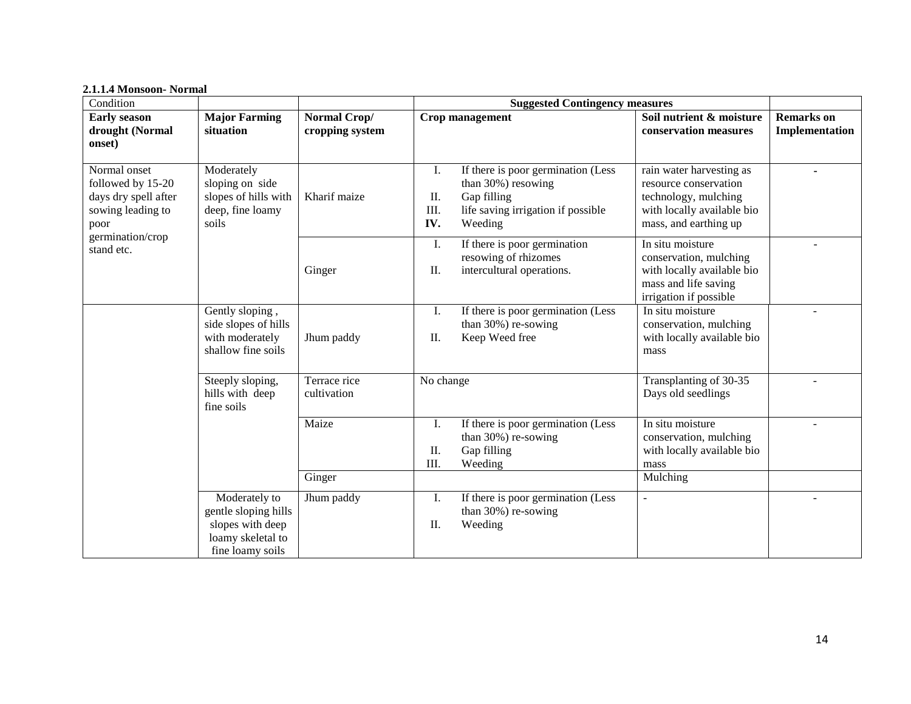**2.1.1.4 Monsoon- Normal**

| Condition | | | Suggested Contingency measures | | |
|---|---|---|---|---|---|
| **Early season drought (Normal onset)** | **Major Farming situation** | **Normal Crop/ cropping system** | **Crop management** | **Soil nutrient & moisture conservation measures** | **Remarks on Implementation** |
| Normal onset followed by 15-20 days dry spell after sowing leading to poor germination/crop stand etc. | Moderately sloping on side slopes of hills with deep, fine loamy soils | Kharif maize | I. If there is poor germination (Less than 30%) resowing<br>II. Gap filling<br>III. life saving irrigation if possible<br>**IV.** Weeding | rain water harvesting as resource conservation technology, mulching with locally available bio mass, and earthing up | - |
| | | Ginger | I. If there is poor germination resowing of rhizomes<br>II. intercultural operations. | In situ moisture conservation, mulching with locally available bio mass and life saving irrigation if possible | - |
| | Gently sloping , side slopes of hills with moderately shallow fine soils | Jhum paddy | I. If there is poor germination (Less than 30%) re-sowing<br>II. Keep Weed free | In situ moisture conservation, mulching with locally available bio mass | - |
| | Steeply sloping, hills with deep fine soils | Terrace rice cultivation | No change | Transplanting of 30-35 Days old seedlings | - |
| | | Maize | I. If there is poor germination (Less than 30%) re-sowing<br>II. Gap filling<br>III. Weeding | In situ moisture conservation, mulching with locally available bio mass | - |
| | | Ginger | | Mulching | |
| | Moderately to gentle sloping hills slopes with deep loamy skeletal to fine loamy soils | Jhum paddy | I. If there is poor germination (Less than 30%) re-sowing<br>II. Weeding | - | - |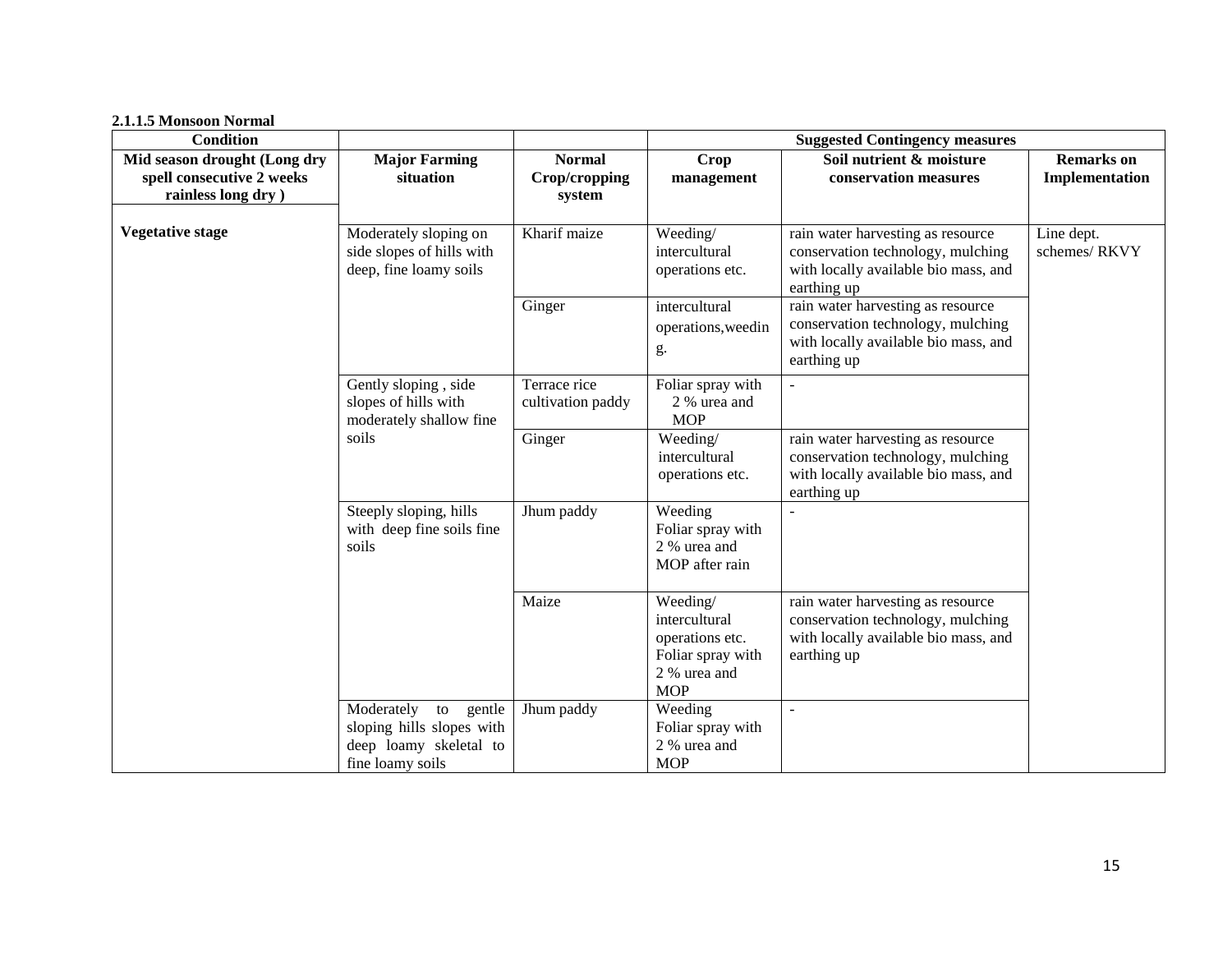**2.1.1.5 Monsoon Normal**

| Condition | | | Suggested Contingency measures | | |
|---|---|---|---|---|---|
| Mid season drought (Long dry spell consecutive 2 weeks rainless long dry ) | Major Farming situation | Normal Crop/cropping system | Crop management | Soil nutrient & moisture conservation measures | Remarks on Implementation |
| Vegetative stage | Moderately sloping on side slopes of hills with deep, fine loamy soils | Kharif maize | Weeding/ intercultural operations etc. | rain water harvesting as resource conservation technology, mulching with locally available bio mass, and earthing up | Line dept. schemes/ RKVY |
| | | Ginger | intercultural operations,weeding. | rain water harvesting as resource conservation technology, mulching with locally available bio mass, and earthing up | |
| | Gently sloping , side slopes of hills with moderately shallow fine soils | Terrace rice cultivation paddy | Foliar spray with 2 % urea and MOP | - | |
| | | Ginger | Weeding/ intercultural operations etc. | rain water harvesting as resource conservation technology, mulching with locally available bio mass, and earthing up | |
| | Steeply sloping, hills with deep fine soils fine soils | Jhum paddy | Weeding Foliar spray with 2 % urea and MOP after rain | - | |
| | | Maize | Weeding/ intercultural operations etc. Foliar spray with 2 % urea and MOP | rain water harvesting as resource conservation technology, mulching with locally available bio mass, and earthing up | |
| | Moderately to gentle sloping hills slopes with deep loamy skeletal to fine loamy soils | Jhum paddy | Weeding Foliar spray with 2 % urea and MOP | - | |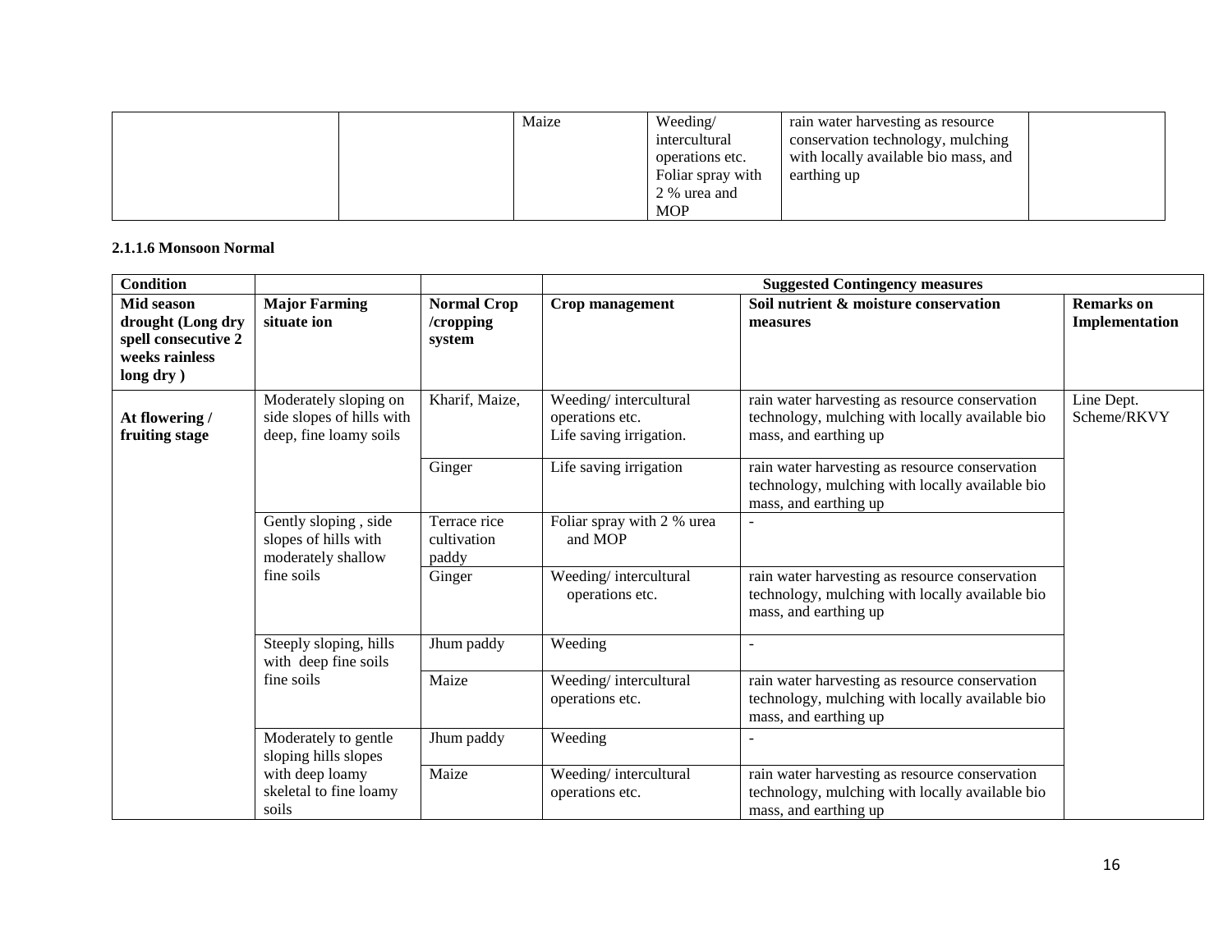| | | Maize | Weeding/ intercultural operations etc. Foliar spray with 2 % urea and MOP | rain water harvesting as resource conservation technology, mulching with locally available bio mass, and earthing up | |
|---|---|---|---|---|---|

**2.1.1.6 Monsoon Normal**

| Condition | | | Suggested Contingency measures | | |
|---|---|---|---|---|---|
| **Mid season drought (Long dry spell consecutive 2 weeks rainless long dry )** | **Major Farming situate ion** | **Normal Crop /cropping system** | **Crop management** | **Soil nutrient & moisture conservation measures** | **Remarks on Implementation** |
| **At flowering / fruiting stage** | Moderately sloping on side slopes of hills with deep, fine loamy soils | Kharif, Maize, | Weeding/ intercultural operations etc. Life saving irrigation. | rain water harvesting as resource conservation technology, mulching with locally available bio mass, and earthing up | Line Dept. Scheme/RKVY |
| | | Ginger | Life saving irrigation | rain water harvesting as resource conservation technology, mulching with locally available bio mass, and earthing up | |
| | Gently sloping , side slopes of hills with moderately shallow fine soils | Terrace rice cultivation paddy | Foliar spray with 2 % urea and MOP | - | |
| | | Ginger | Weeding/ intercultural operations etc. | rain water harvesting as resource conservation technology, mulching with locally available bio mass, and earthing up | |
| | Steeply sloping, hills with deep fine soils fine soils | Jhum paddy | Weeding | - | |
| | | Maize | Weeding/ intercultural operations etc. | rain water harvesting as resource conservation technology, mulching with locally available bio mass, and earthing up | |
| | Moderately to gentle sloping hills slopes with deep loamy skeletal to fine loamy soils | Jhum paddy | Weeding | - | |
| | | Maize | Weeding/ intercultural operations etc. | rain water harvesting as resource conservation technology, mulching with locally available bio mass, and earthing up | |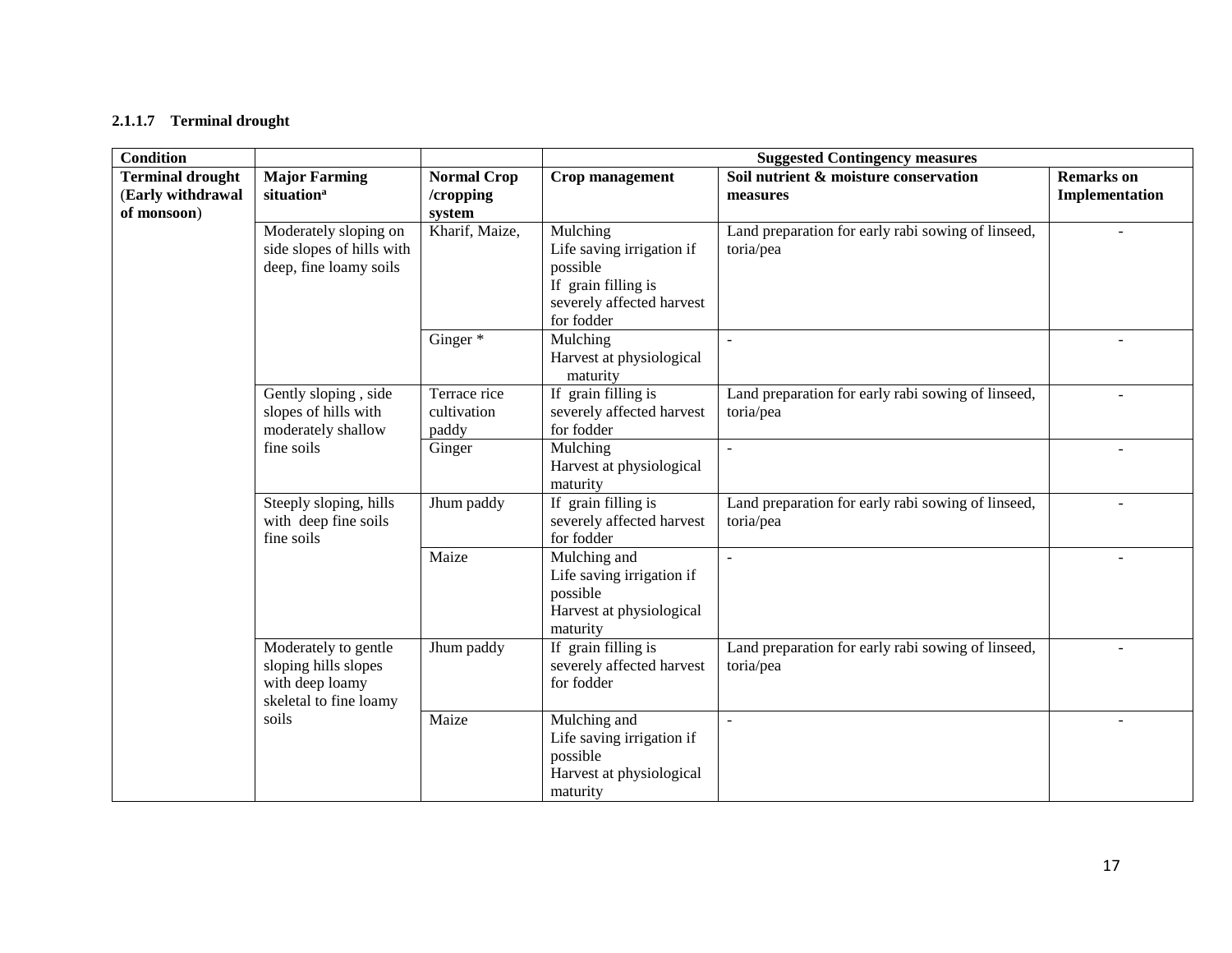### 2.1.1.7 Terminal drought

| Condition | | | Suggested Contingency measures | | |
|---|---|---|---|---|---|
| **Terminal drought (Early withdrawal of monsoon)** | **Major Farming situation[a]** | **Normal Crop /cropping system** | **Crop management** | **Soil nutrient & moisture conservation measures** | **Remarks on Implementation** |
| | Moderately sloping on side slopes of hills with deep, fine loamy soils | Kharif, Maize, | Mulching<br>Life saving irrigation if possible<br>If grain filling is severely affected harvest for fodder | Land preparation for early rabi sowing of linseed, toria/pea | - |
| | | Ginger * | Mulching<br>Harvest at physiological maturity | - | - |
| | Gently sloping , side slopes of hills with moderately shallow fine soils | Terrace rice cultivation paddy | If grain filling is severely affected harvest for fodder | Land preparation for early rabi sowing of linseed, toria/pea | - |
| | | Ginger | Mulching<br>Harvest at physiological maturity | - | - |
| | Steeply sloping, hills with deep fine soils fine soils | Jhum paddy | If grain filling is severely affected harvest for fodder | Land preparation for early rabi sowing of linseed, toria/pea | - |
| | | Maize | Mulching and<br>Life saving irrigation if possible<br>Harvest at physiological maturity | - | - |
| | Moderately to gentle sloping hills slopes with deep loamy skeletal to fine loamy soils | Jhum paddy | If grain filling is severely affected harvest for fodder | Land preparation for early rabi sowing of linseed, toria/pea | - |
| | | Maize | Mulching and<br>Life saving irrigation if possible<br>Harvest at physiological maturity | - | - |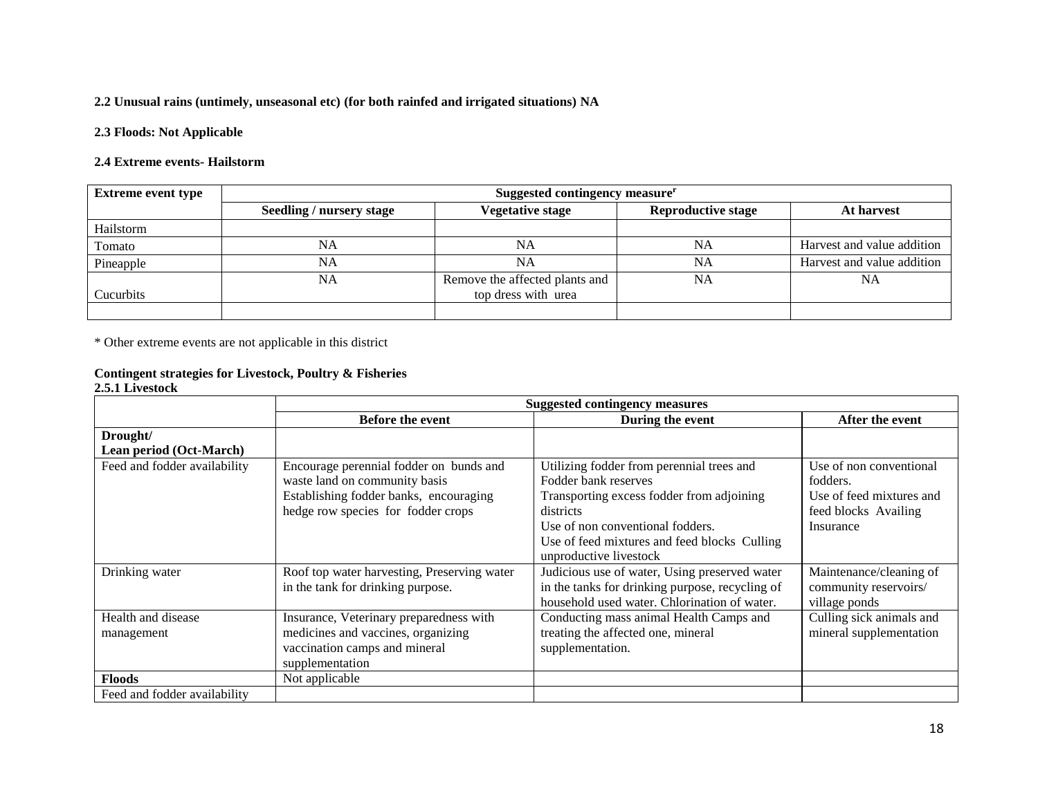**2.2 Unusual rains (untimely, unseasonal etc) (for both rainfed and irrigated situations) NA**

**2.3 Floods: Not Applicable**

**2.4 Extreme events- Hailstorm**

| Extreme event type | Suggested contingency measure[r] | | | |
|---|---|---|---|---|
| | Seedling / nursery stage | Vegetative stage | Reproductive stage | At harvest |
| Hailstorm | | | | |
| Tomato | NA | NA | NA | Harvest and value addition |
| Pineapple | NA | NA | NA | Harvest and value addition |
| Cucurbits | NA | Remove the affected plants and top dress with urea | NA | NA |
| | | | | |

\* Other extreme events are not applicable in this district

**Contingent strategies for Livestock, Poultry & Fisheries**

**2.5.1 Livestock**

| | Suggested contingency measures | | |
|---|---|---|---|
| | Before the event | During the event | After the event |
| **Drought/ Lean period (Oct-March)** | | | |
| Feed and fodder availability | Encourage perennial fodder on bunds and waste land on community basis Establishing fodder banks, encouraging hedge row species for fodder crops | Utilizing fodder from perennial trees and Fodder bank reserves Transporting excess fodder from adjoining districts Use of non conventional fodders. Use of feed mixtures and feed blocks Culling unproductive livestock | Use of non conventional fodders. Use of feed mixtures and feed blocks Availing Insurance |
| Drinking water | Roof top water harvesting, Preserving water in the tank for drinking purpose. | Judicious use of water, Using preserved water in the tanks for drinking purpose, recycling of household used water. Chlorination of water. | Maintenance/cleaning of community reservoirs/ village ponds |
| Health and disease management | Insurance, Veterinary preparedness with medicines and vaccines, organizing vaccination camps and mineral supplementation | Conducting mass animal Health Camps and treating the affected one, mineral supplementation. | Culling sick animals and mineral supplementation |
| **Floods** | Not applicable | | |
| Feed and fodder availability | | | |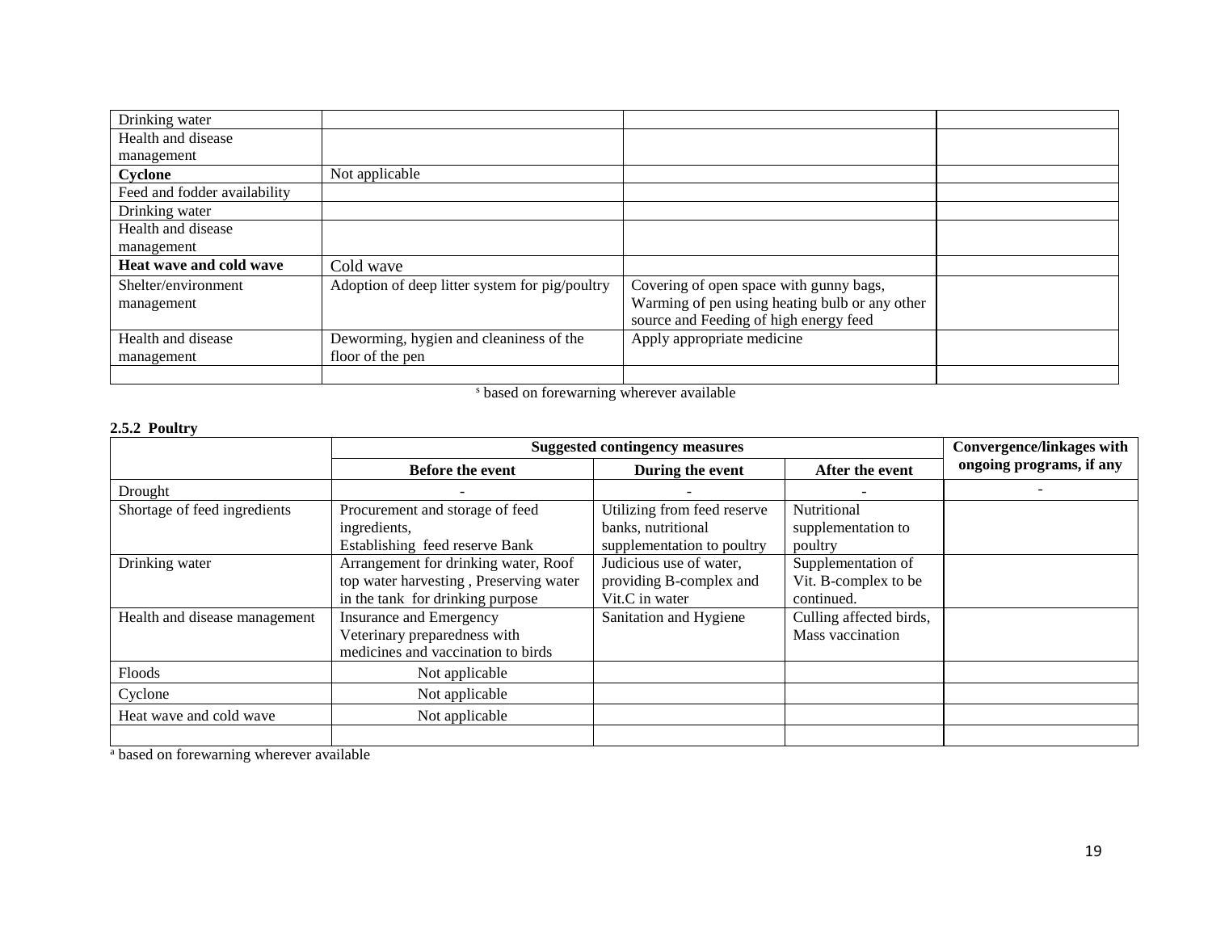| | | | |
|---|---|---|---|
| Drinking water | | | |
| Health and disease management | | | |
| **Cyclone** | Not applicable | | |
| Feed and fodder availability | | | |
| Drinking water | | | |
| Health and disease management | | | |
| **Heat wave and cold wave** | Cold wave | | |
| Shelter/environment management | Adoption of deep litter system for pig/poultry | Covering of open space with gunny bags, Warming of pen using heating bulb or any other source and Feeding of high energy feed | |
| Health and disease management | Deworming, hygien and cleaniness of the floor of the pen | Apply appropriate medicine | |
| | | | |

[s] based on forewarning wherever available

**2.5.2 Poultry**

| | Suggested contingency measures | | | Convergence/linkages with ongoing programs, if any |
|---|---|---|---|---|
| | **Before the event** | **During the event** | **After the event** | |
| Drought | - | - | - | - |
| Shortage of feed ingredients | Procurement and storage of feed ingredients, Establishing feed reserve Bank | Utilizing from feed reserve banks, nutritional supplementation to poultry | Nutritional supplementation to poultry | |
| Drinking water | Arrangement for drinking water, Roof top water harvesting , Preserving water in the tank for drinking purpose | Judicious use of water, providing B-complex and Vit.C in water | Supplementation of Vit. B-complex to be continued. | |
| Health and disease management | Insurance and Emergency Veterinary preparedness with medicines and vaccination to birds | Sanitation and Hygiene | Culling affected birds, Mass vaccination | |
| Floods | Not applicable | | | |
| Cyclone | Not applicable | | | |
| Heat wave and cold wave | Not applicable | | | |
| | | | | |

[a] based on forewarning wherever available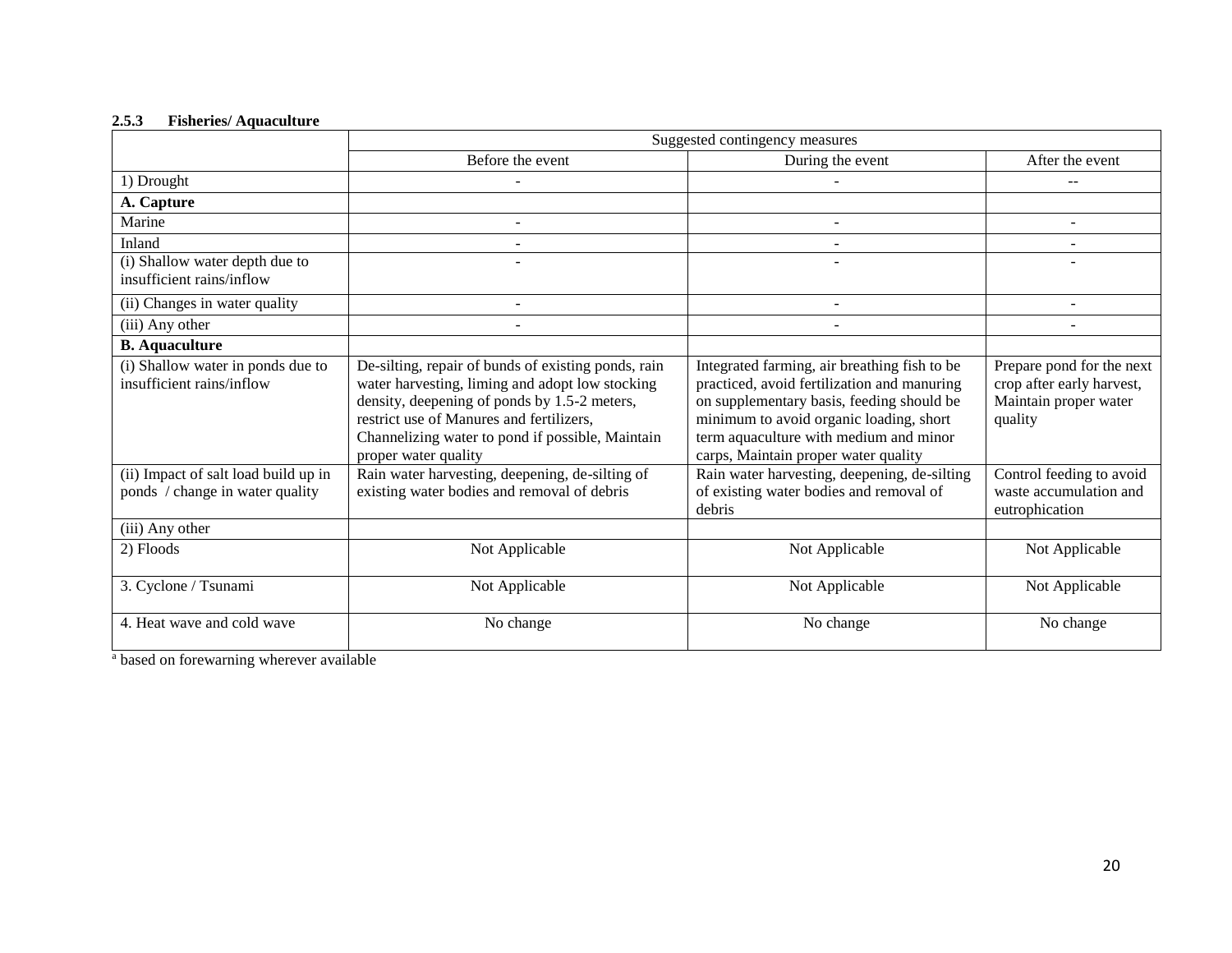**2.5.3 Fisheries/ Aquaculture**

| | Suggested contingency measures | | |
|---|---|---|---|
| | Before the event | During the event | After the event |
| 1) Drought | - | - | -- |
| **A. Capture** | | | |
| Marine | - | - | - |
| Inland | - | - | - |
| (i) Shallow water depth due to insufficient rains/inflow | - | - | - |
| (ii) Changes in water quality | - | - | - |
| (iii) Any other | - | - | - |
| **B. Aquaculture** | | | |
| (i) Shallow water in ponds due to insufficient rains/inflow | De-silting, repair of bunds of existing ponds, rain water harvesting, liming and adopt low stocking density, deepening of ponds by 1.5-2 meters, restrict use of Manures and fertilizers, Channelizing water to pond if possible, Maintain proper water quality | Integrated farming, air breathing fish to be practiced, avoid fertilization and manuring on supplementary basis, feeding should be minimum to avoid organic loading, short term aquaculture with medium and minor carps, Maintain proper water quality | Prepare pond for the next crop after early harvest, Maintain proper water quality |
| (ii) Impact of salt load build up in ponds / change in water quality | Rain water harvesting, deepening, de-silting of existing water bodies and removal of debris | Rain water harvesting, deepening, de-silting of existing water bodies and removal of debris | Control feeding to avoid waste accumulation and eutrophication |
| (iii) Any other | | | |
| 2) Floods | Not Applicable | Not Applicable | Not Applicable |
| 3. Cyclone / Tsunami | Not Applicable | Not Applicable | Not Applicable |
| 4. Heat wave and cold wave | No change | No change | No change |

[a] based on forewarning wherever available